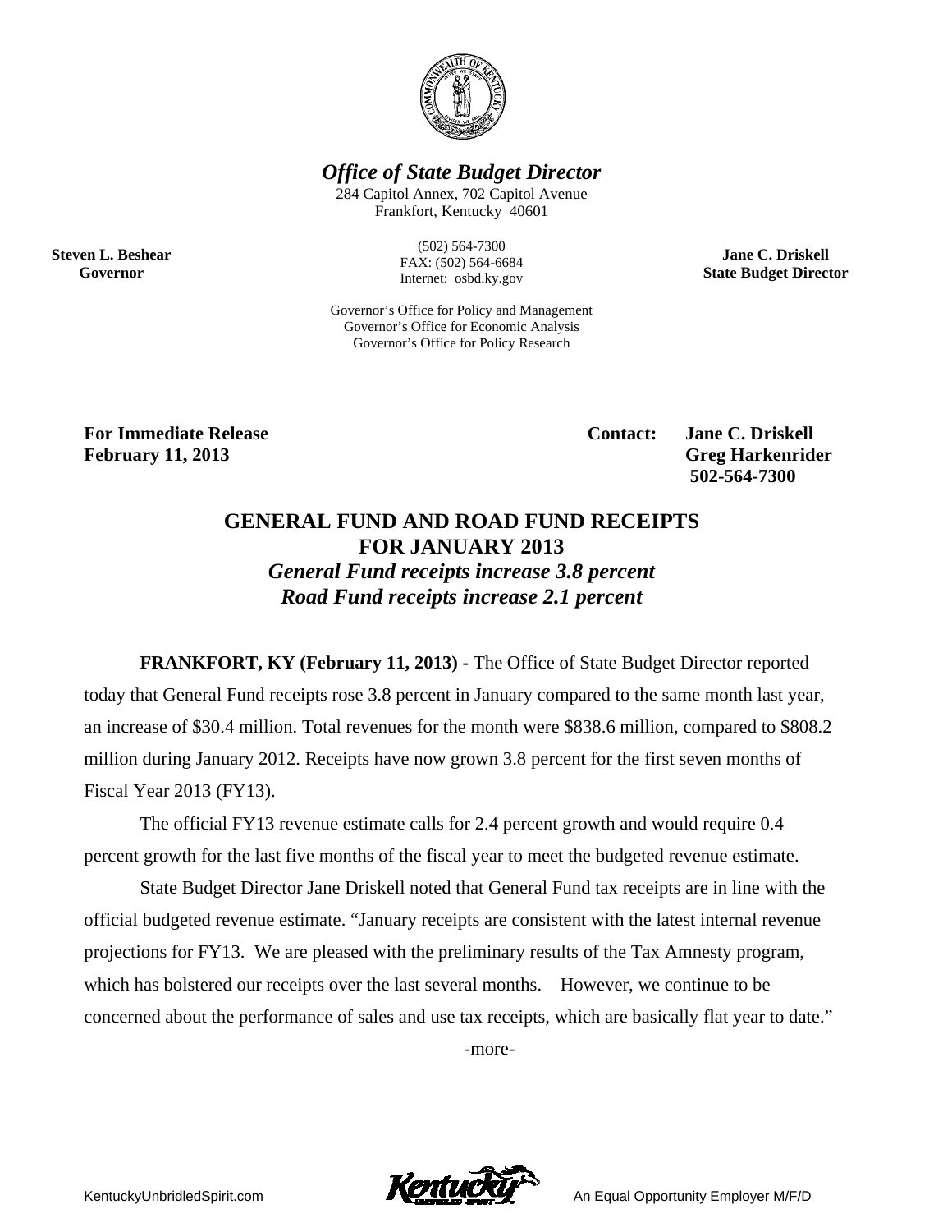***Office of State Budget Director***

284 Capitol Annex, 702 Capitol Avenue
Frankfort, Kentucky 40601

(502) 564-7300
FAX: (502) 564-6684
Internet: osbd.ky.gov

**Steven L. Beshear**
**Governor**

**Jane C. Driskell**
**State Budget Director**

Governor's Office for Policy and Management
Governor's Office for Economic Analysis
Governor's Office for Policy Research

**For Immediate Release**
**February 11, 2013**

**Contact: Jane C. Driskell**
**Greg Harkenrider**
**502-564-7300**

# GENERAL FUND AND ROAD FUND RECEIPTS FOR JANUARY 2013

## *General Fund receipts increase 3.8 percent*
## *Road Fund receipts increase 2.1 percent*

**FRANKFORT, KY (February 11, 2013) -** The Office of State Budget Director reported today that General Fund receipts rose 3.8 percent in January compared to the same month last year, an increase of $30.4 million. Total revenues for the month were $838.6 million, compared to $808.2 million during January 2012. Receipts have now grown 3.8 percent for the first seven months of Fiscal Year 2013 (FY13).

The official FY13 revenue estimate calls for 2.4 percent growth and would require 0.4 percent growth for the last five months of the fiscal year to meet the budgeted revenue estimate.

State Budget Director Jane Driskell noted that General Fund tax receipts are in line with the official budgeted revenue estimate. "January receipts are consistent with the latest internal revenue projections for FY13. We are pleased with the preliminary results of the Tax Amnesty program, which has bolstered our receipts over the last several months. However, we continue to be concerned about the performance of sales and use tax receipts, which are basically flat year to date."

-more-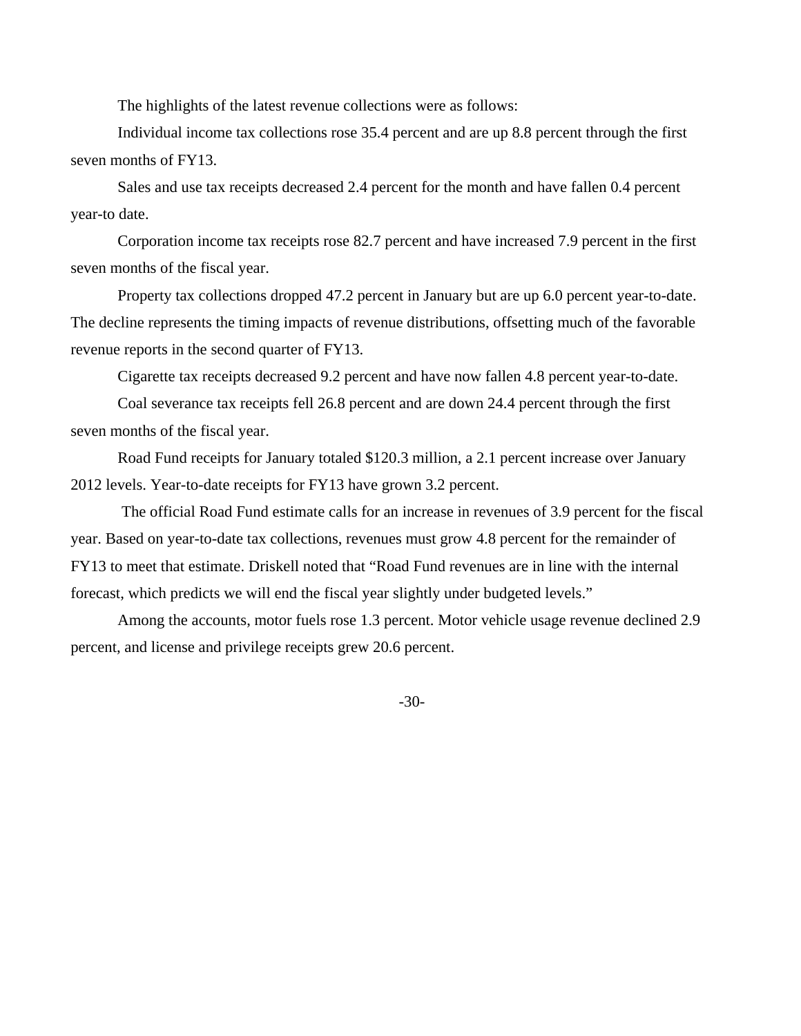The highlights of the latest revenue collections were as follows:

Individual income tax collections rose 35.4 percent and are up 8.8 percent through the first seven months of FY13.

Sales and use tax receipts decreased 2.4 percent for the month and have fallen 0.4 percent year-to date.

Corporation income tax receipts rose 82.7 percent and have increased 7.9 percent in the first seven months of the fiscal year.

Property tax collections dropped 47.2 percent in January but are up 6.0 percent year-to-date. The decline represents the timing impacts of revenue distributions, offsetting much of the favorable revenue reports in the second quarter of FY13.

Cigarette tax receipts decreased 9.2 percent and have now fallen 4.8 percent year-to-date.

Coal severance tax receipts fell 26.8 percent and are down 24.4 percent through the first seven months of the fiscal year.

Road Fund receipts for January totaled $120.3 million, a 2.1 percent increase over January 2012 levels. Year-to-date receipts for FY13 have grown 3.2 percent.

The official Road Fund estimate calls for an increase in revenues of 3.9 percent for the fiscal year. Based on year-to-date tax collections, revenues must grow 4.8 percent for the remainder of FY13 to meet that estimate. Driskell noted that “Road Fund revenues are in line with the internal forecast, which predicts we will end the fiscal year slightly under budgeted levels.”

Among the accounts, motor fuels rose 1.3 percent. Motor vehicle usage revenue declined 2.9 percent, and license and privilege receipts grew 20.6 percent.

-30-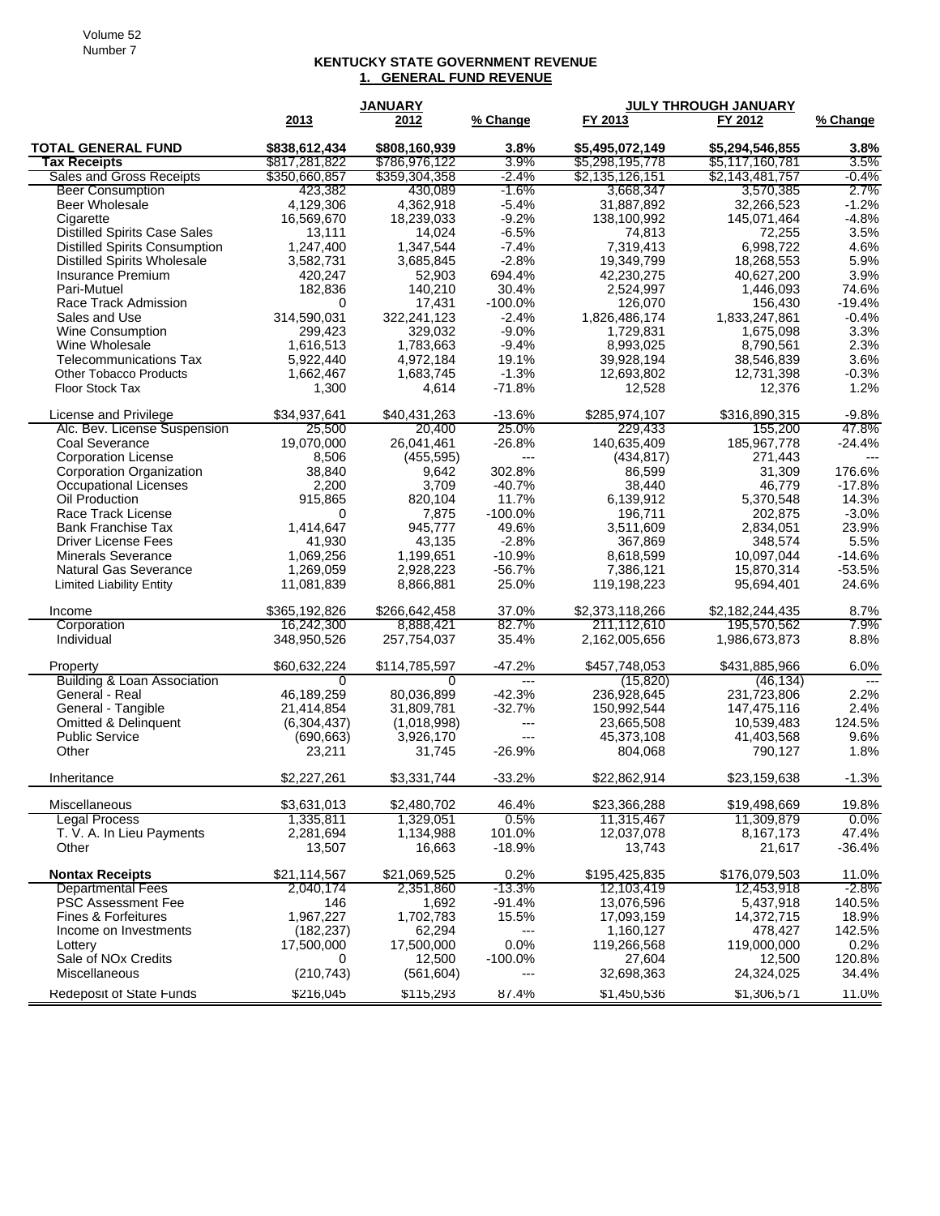## KENTUCKY STATE GOVERNMENT REVENUE
### 1. GENERAL FUND REVENUE

| | JANUARY | | | JULY THROUGH JANUARY | | |
|---|---|---|---|---|---|---|
| | 2013 | 2012 | % Change | FY 2013 | FY 2012 | % Change |
| **TOTAL GENERAL FUND** | **$838,612,434** | **$808,160,939** | **3.8%** | **$5,495,072,149** | **$5,294,546,855** | **3.8%** |
| **Tax Receipts** | $817,281,822 | $786,976,122 | 3.9% | $5,298,195,778 | $5,117,160,781 | 3.5% |
| Sales and Gross Receipts | $350,660,857 | $359,304,358 | -2.4% | $2,135,126,151 | $2,143,481,757 | -0.4% |
| Beer Consumption | 423,382 | 430,089 | -1.6% | 3,668,347 | 3,570,385 | 2.7% |
| Beer Wholesale | 4,129,306 | 4,362,918 | -5.4% | 31,887,892 | 32,266,523 | -1.2% |
| Cigarette | 16,569,670 | 18,239,033 | -9.2% | 138,100,992 | 145,071,464 | -4.8% |
| Distilled Spirits Case Sales | 13,111 | 14,024 | -6.5% | 74,813 | 72,255 | 3.5% |
| Distilled Spirits Consumption | 1,247,400 | 1,347,544 | -7.4% | 7,319,413 | 6,998,722 | 4.6% |
| Distilled Spirits Wholesale | 3,582,731 | 3,685,845 | -2.8% | 19,349,799 | 18,268,553 | 5.9% |
| Insurance Premium | 420,247 | 52,903 | 694.4% | 42,230,275 | 40,627,200 | 3.9% |
| Pari-Mutuel | 182,836 | 140,210 | 30.4% | 2,524,997 | 1,446,093 | 74.6% |
| Race Track Admission | 0 | 17,431 | -100.0% | 126,070 | 156,430 | -19.4% |
| Sales and Use | 314,590,031 | 322,241,123 | -2.4% | 1,826,486,174 | 1,833,247,861 | -0.4% |
| Wine Consumption | 299,423 | 329,032 | -9.0% | 1,729,831 | 1,675,098 | 3.3% |
| Wine Wholesale | 1,616,513 | 1,783,663 | -9.4% | 8,993,025 | 8,790,561 | 2.3% |
| Telecommunications Tax | 5,922,440 | 4,972,184 | 19.1% | 39,928,194 | 38,546,839 | 3.6% |
| Other Tobacco Products | 1,662,467 | 1,683,745 | -1.3% | 12,693,802 | 12,731,398 | -0.3% |
| Floor Stock Tax | 1,300 | 4,614 | -71.8% | 12,528 | 12,376 | 1.2% |
| License and Privilege | $34,937,641 | $40,431,263 | -13.6% | $285,974,107 | $316,890,315 | -9.8% |
| Alc. Bev. License Suspension | 25,500 | 20,400 | 25.0% | 229,433 | 155,200 | 47.8% |
| Coal Severance | 19,070,000 | 26,041,461 | -26.8% | 140,635,409 | 185,967,778 | -24.4% |
| Corporation License | 8,506 | (455,595) | --- | (434,817) | 271,443 | --- |
| Corporation Organization | 38,840 | 9,642 | 302.8% | 86,599 | 31,309 | 176.6% |
| Occupational Licenses | 2,200 | 3,709 | -40.7% | 38,440 | 46,779 | -17.8% |
| Oil Production | 915,865 | 820,104 | 11.7% | 6,139,912 | 5,370,548 | 14.3% |
| Race Track License | 0 | 7,875 | -100.0% | 196,711 | 202,875 | -3.0% |
| Bank Franchise Tax | 1,414,647 | 945,777 | 49.6% | 3,511,609 | 2,834,051 | 23.9% |
| Driver License Fees | 41,930 | 43,135 | -2.8% | 367,869 | 348,574 | 5.5% |
| Minerals Severance | 1,069,256 | 1,199,651 | -10.9% | 8,618,599 | 10,097,044 | -14.6% |
| Natural Gas Severance | 1,269,059 | 2,928,223 | -56.7% | 7,386,121 | 15,870,314 | -53.5% |
| Limited Liability Entity | 11,081,839 | 8,866,881 | 25.0% | 119,198,223 | 95,694,401 | 24.6% |
| Income | $365,192,826 | $266,642,458 | 37.0% | $2,373,118,266 | $2,182,244,435 | 8.7% |
| Corporation | 16,242,300 | 8,888,421 | 82.7% | 211,112,610 | 195,570,562 | 7.9% |
| Individual | 348,950,526 | 257,754,037 | 35.4% | 2,162,005,656 | 1,986,673,873 | 8.8% |
| Property | $60,632,224 | $114,785,597 | -47.2% | $457,748,053 | $431,885,966 | 6.0% |
| Building & Loan Association | 0 | 0 | --- | (15,820) | (46,134) | --- |
| General - Real | 46,189,259 | 80,036,899 | -42.3% | 236,928,645 | 231,723,806 | 2.2% |
| General - Tangible | 21,414,854 | 31,809,781 | -32.7% | 150,992,544 | 147,475,116 | 2.4% |
| Omitted & Delinquent | (6,304,437) | (1,018,998) | --- | 23,665,508 | 10,539,483 | 124.5% |
| Public Service | (690,663) | 3,926,170 | --- | 45,373,108 | 41,403,568 | 9.6% |
| Other | 23,211 | 31,745 | -26.9% | 804,068 | 790,127 | 1.8% |
| Inheritance | $2,227,261 | $3,331,744 | -33.2% | $22,862,914 | $23,159,638 | -1.3% |
| Miscellaneous | $3,631,013 | $2,480,702 | 46.4% | $23,366,288 | $19,498,669 | 19.8% |
| Legal Process | 1,335,811 | 1,329,051 | 0.5% | 11,315,467 | 11,309,879 | 0.0% |
| T. V. A. In Lieu Payments | 2,281,694 | 1,134,988 | 101.0% | 12,037,078 | 8,167,173 | 47.4% |
| Other | 13,507 | 16,663 | -18.9% | 13,743 | 21,617 | -36.4% |
| **Nontax Receipts** | $21,114,567 | $21,069,525 | 0.2% | $195,425,835 | $176,079,503 | 11.0% |
| Departmental Fees | 2,040,174 | 2,351,860 | -13.3% | 12,103,419 | 12,453,918 | -2.8% |
| PSC Assessment Fee | 146 | 1,692 | -91.4% | 13,076,596 | 5,437,918 | 140.5% |
| Fines & Forfeitures | 1,967,227 | 1,702,783 | 15.5% | 17,093,159 | 14,372,715 | 18.9% |
| Income on Investments | (182,237) | 62,294 | --- | 1,160,127 | 478,427 | 142.5% |
| Lottery | 17,500,000 | 17,500,000 | 0.0% | 119,266,568 | 119,000,000 | 0.2% |
| Sale of NOx Credits | 0 | 12,500 | -100.0% | 27,604 | 12,500 | 120.8% |
| Miscellaneous | (210,743) | (561,604) | --- | 32,698,363 | 24,324,025 | 34.4% |
| Redeposit of State Funds | $216,045 | $115,293 | 87.4% | $1,450,536 | $1,306,571 | 11.0% |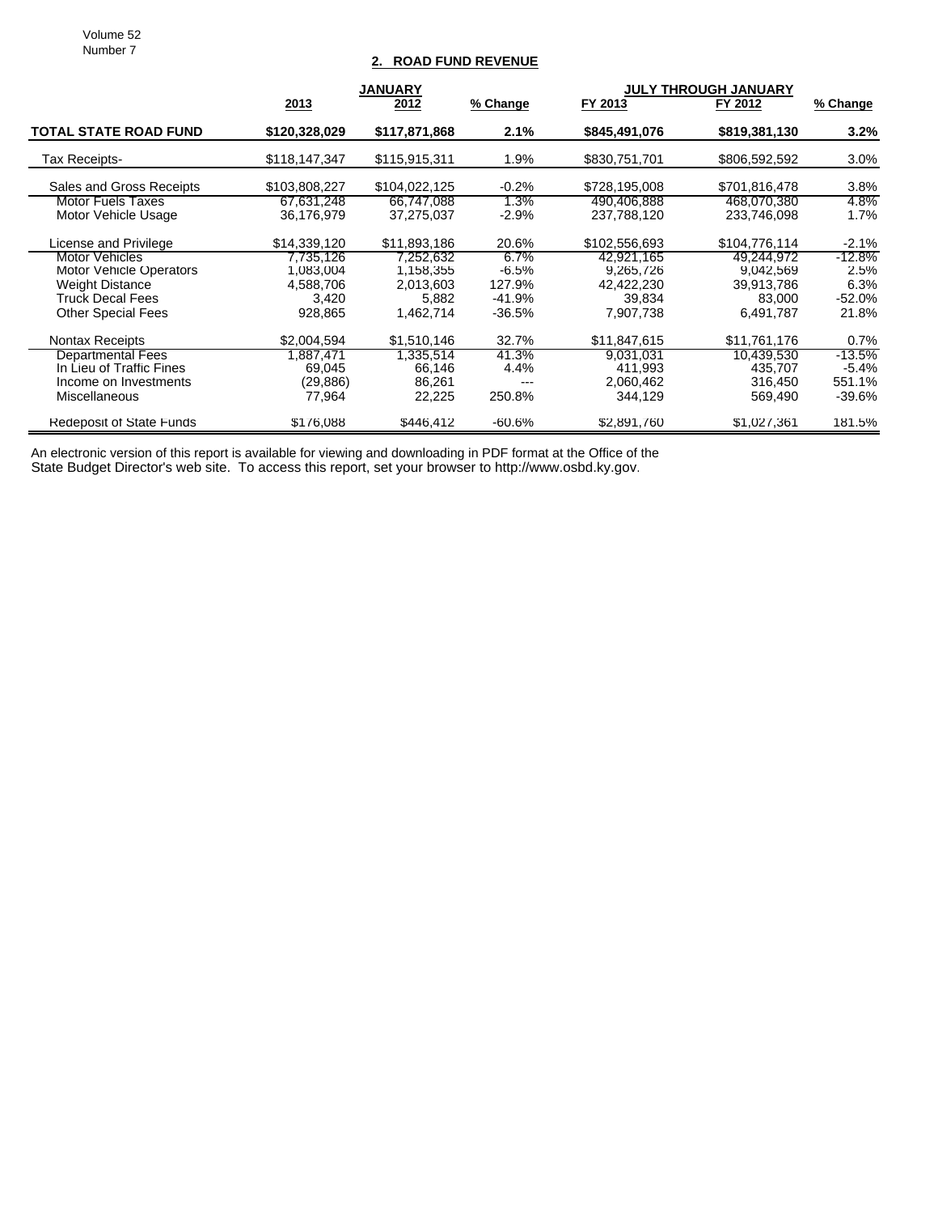## 2. ROAD FUND REVENUE

| | JANUARY | | | JULY THROUGH JANUARY | | |
|---|---|---|---|---|---|---|
| | 2013 | 2012 | % Change | FY 2013 | FY 2012 | % Change |
| **TOTAL STATE ROAD FUND** | **$120,328,029** | **$117,871,868** | **2.1%** | **$845,491,076** | **$819,381,130** | **3.2%** |
| Tax Receipts- | $118,147,347 | $115,915,311 | 1.9% | $830,751,701 | $806,592,592 | 3.0% |
| Sales and Gross Receipts | $103,808,227 | $104,022,125 | -0.2% | $728,195,008 | $701,816,478 | 3.8% |
| Motor Fuels Taxes | 67,631,248 | 66,747,088 | 1.3% | 490,406,888 | 468,070,380 | 4.8% |
| Motor Vehicle Usage | 36,176,979 | 37,275,037 | -2.9% | 237,788,120 | 233,746,098 | 1.7% |
| License and Privilege | $14,339,120 | $11,893,186 | 20.6% | $102,556,693 | $104,776,114 | -2.1% |
| Motor Vehicles | 7,735,126 | 7,252,632 | 6.7% | 42,921,165 | 49,244,972 | -12.8% |
| Motor Vehicle Operators | 1,083,004 | 1,158,355 | -6.5% | 9,265,726 | 9,042,569 | 2.5% |
| Weight Distance | 4,588,706 | 2,013,603 | 127.9% | 42,422,230 | 39,913,786 | 6.3% |
| Truck Decal Fees | 3,420 | 5,882 | -41.9% | 39,834 | 83,000 | -52.0% |
| Other Special Fees | 928,865 | 1,462,714 | -36.5% | 7,907,738 | 6,491,787 | 21.8% |
| Nontax Receipts | $2,004,594 | $1,510,146 | 32.7% | $11,847,615 | $11,761,176 | 0.7% |
| Departmental Fees | 1,887,471 | 1,335,514 | 41.3% | 9,031,031 | 10,439,530 | -13.5% |
| In Lieu of Traffic Fines | 69,045 | 66,146 | 4.4% | 411,993 | 435,707 | -5.4% |
| Income on Investments | (29,886) | 86,261 | --- | 2,060,462 | 316,450 | 551.1% |
| Miscellaneous | 77,964 | 22,225 | 250.8% | 344,129 | 569,490 | -39.6% |
| Redeposit of State Funds | $176,088 | $446,412 | -60.6% | $2,891,760 | $1,027,361 | 181.5% |

An electronic version of this report is available for viewing and downloading in PDF format at the Office of the State Budget Director's web site. To access this report, set your browser to http://www.osbd.ky.gov.